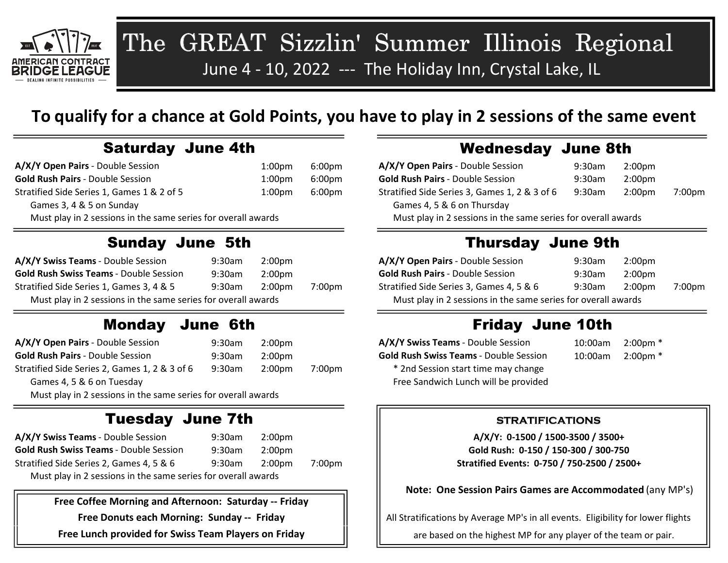# The GREAT Sizzlin' Summer Illinois Regional

June 4 - 10, 2022 --- The Holiday Inn, Crystal Lake, IL

## To qualify for a chance at Gold Points, you have to play in 2 sessions of the same event

### Saturday June 4th

**A/X/Y Open Pairs** - Double Session 1:00pm 6:00pm
**Gold Rush Pairs** - Double Session 1:00pm 6:00pm
Stratified Side Series 1, Games 1 & 2 of 5 1:00pm 6:00pm
Games 3, 4 & 5 on Sunday
Must play in 2 sessions in the same series for overall awards

### Sunday June 5th

**A/X/Y Swiss Teams** - Double Session 9:30am 2:00pm
**Gold Rush Swiss Teams** - Double Session 9:30am 2:00pm
Stratified Side Series 1, Games 3, 4 & 5 9:30am 2:00pm 7:00pm
Must play in 2 sessions in the same series for overall awards

### Monday June 6th

**A/X/Y Open Pairs** - Double Session 9:30am 2:00pm
**Gold Rush Pairs** - Double Session 9:30am 2:00pm
Stratified Side Series 2, Games 1, 2 & 3 of 6 9:30am 2:00pm 7:00pm
Games 4, 5 & 6 on Tuesday
Must play in 2 sessions in the same series for overall awards

### Tuesday June 7th

**A/X/Y Swiss Teams** - Double Session 9:30am 2:00pm
**Gold Rush Swiss Teams** - Double Session 9:30am 2:00pm
Stratified Side Series 2, Games 4, 5 & 6 9:30am 2:00pm 7:00pm
Must play in 2 sessions in the same series for overall awards

**Free Coffee Morning and Afternoon: Saturday -- Friday**
**Free Donuts each Morning: Sunday -- Friday**
**Free Lunch provided for Swiss Team Players on Friday**

### Wednesday June 8th

**A/X/Y Open Pairs** - Double Session 9:30am 2:00pm
**Gold Rush Pairs** - Double Session 9:30am 2:00pm
Stratified Side Series 3, Games 1, 2 & 3 of 6 9:30am 2:00pm 7:00pm
Games 4, 5 & 6 on Thursday
Must play in 2 sessions in the same series for overall awards

### Thursday June 9th

**A/X/Y Open Pairs** - Double Session 9:30am 2:00pm
**Gold Rush Pairs** - Double Session 9:30am 2:00pm
Stratified Side Series 3, Games 4, 5 & 6 9:30am 2:00pm 7:00pm
Must play in 2 sessions in the same series for overall awards

### Friday June 10th

**A/X/Y Swiss Teams** - Double Session 10:00am 2:00pm *
**Gold Rush Swiss Teams** - Double Session 10:00am 2:00pm *
* 2nd Session start time may change
Free Sandwich Lunch will be provided

### STRATIFICATIONS

**A/X/Y: 0-1500 / 1500-3500 / 3500+**
**Gold Rush: 0-150 / 150-300 / 300-750**
**Stratified Events: 0-750 / 750-2500 / 2500+**

**Note: One Session Pairs Games are Accommodated** (any MP's)

All Stratifications by Average MP's in all events. Eligibility for lower flights are based on the highest MP for any player of the team or pair.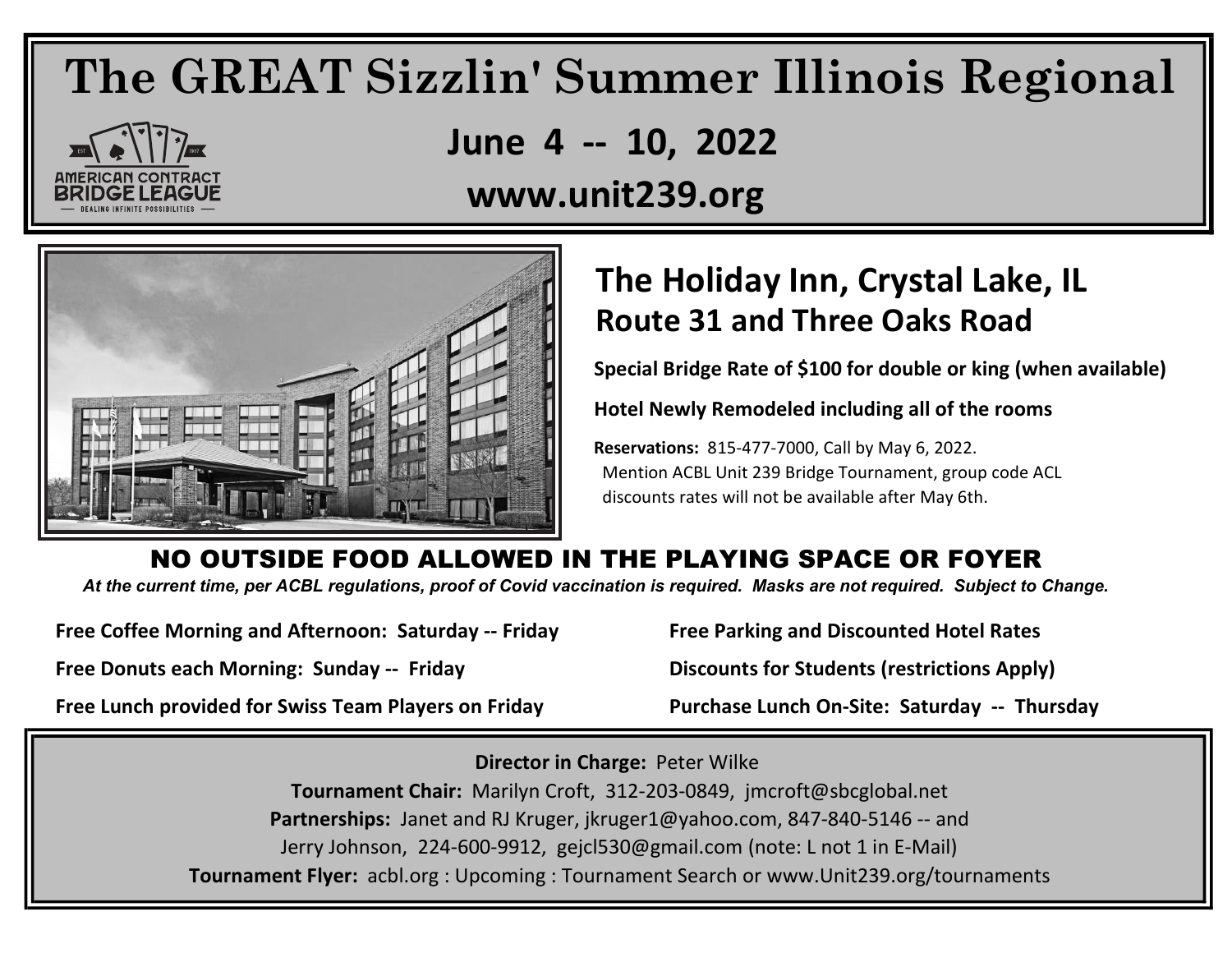# The GREAT Sizzlin' Summer Illinois Regional

**June 4 -- 10, 2022**

**www.unit239.org**

AMERICAN CONTRACT BRIDGE LEAGUE — DEALING INFINITE POSSIBILITIES —

## The Holiday Inn, Crystal Lake, IL
### Route 31 and Three Oaks Road

**Special Bridge Rate of $100 for double or king (when available)**

**Hotel Newly Remodeled including all of the rooms**

**Reservations:** 815-477-7000, Call by May 6, 2022.
Mention ACBL Unit 239 Bridge Tournament, group code ACL
discounts rates will not be available after May 6th.

## NO OUTSIDE FOOD ALLOWED IN THE PLAYING SPACE OR FOYER

***At the current time, per ACBL regulations, proof of Covid vaccination is required. Masks are not required. Subject to Change.***

**Free Coffee Morning and Afternoon: Saturday -- Friday**

**Free Donuts each Morning: Sunday -- Friday**

**Free Lunch provided for Swiss Team Players on Friday**

**Free Parking and Discounted Hotel Rates**

**Discounts for Students (restrictions Apply)**

**Purchase Lunch On-Site: Saturday -- Thursday**

**Director in Charge:** Peter Wilke

**Tournament Chair:** Marilyn Croft, 312-203-0849, jmcroft@sbcglobal.net

**Partnerships:** Janet and RJ Kruger, jkruger1@yahoo.com, 847-840-5146 -- and
Jerry Johnson, 224-600-9912, gejcl530@gmail.com (note: L not 1 in E-Mail)

**Tournament Flyer:** acbl.org : Upcoming : Tournament Search or www.Unit239.org/tournaments